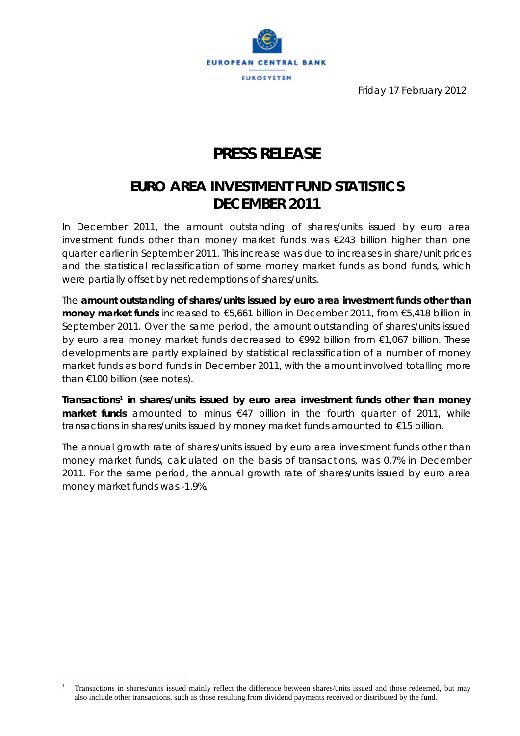Friday 17 February 2012

# PRESS RELEASE

## EURO AREA INVESTMENT FUND STATISTICS DECEMBER 2011

In December 2011, the amount outstanding of shares/units issued by euro area investment funds other than money market funds was €243 billion higher than one quarter earlier in September 2011. This increase was due to increases in share/unit prices and the statistical reclassification of some money market funds as bond funds, which were partially offset by net redemptions of shares/units.

The **amount outstanding of shares/units issued by euro area investment funds other than money market funds** increased to €5,661 billion in December 2011, from €5,418 billion in September 2011. Over the same period, the amount outstanding of shares/units issued by euro area money market funds decreased to €992 billion from €1,067 billion. These developments are partly explained by statistical reclassification of a number of money market funds as bond funds in December 2011, with the amount involved totalling more than €100 billion (see notes).

**Transactions[1] in shares/units issued by euro area investment funds other than money market funds** amounted to minus €47 billion in the fourth quarter of 2011, while transactions in shares/units issued by money market funds amounted to €15 billion.

The annual growth rate of shares/units issued by euro area investment funds other than money market funds, calculated on the basis of transactions, was 0.7% in December 2011. For the same period, the annual growth rate of shares/units issued by euro area money market funds was -1.9%.

[1] Transactions in shares/units issued mainly reflect the difference between shares/units issued and those redeemed, but may also include other transactions, such as those resulting from dividend payments received or distributed by the fund.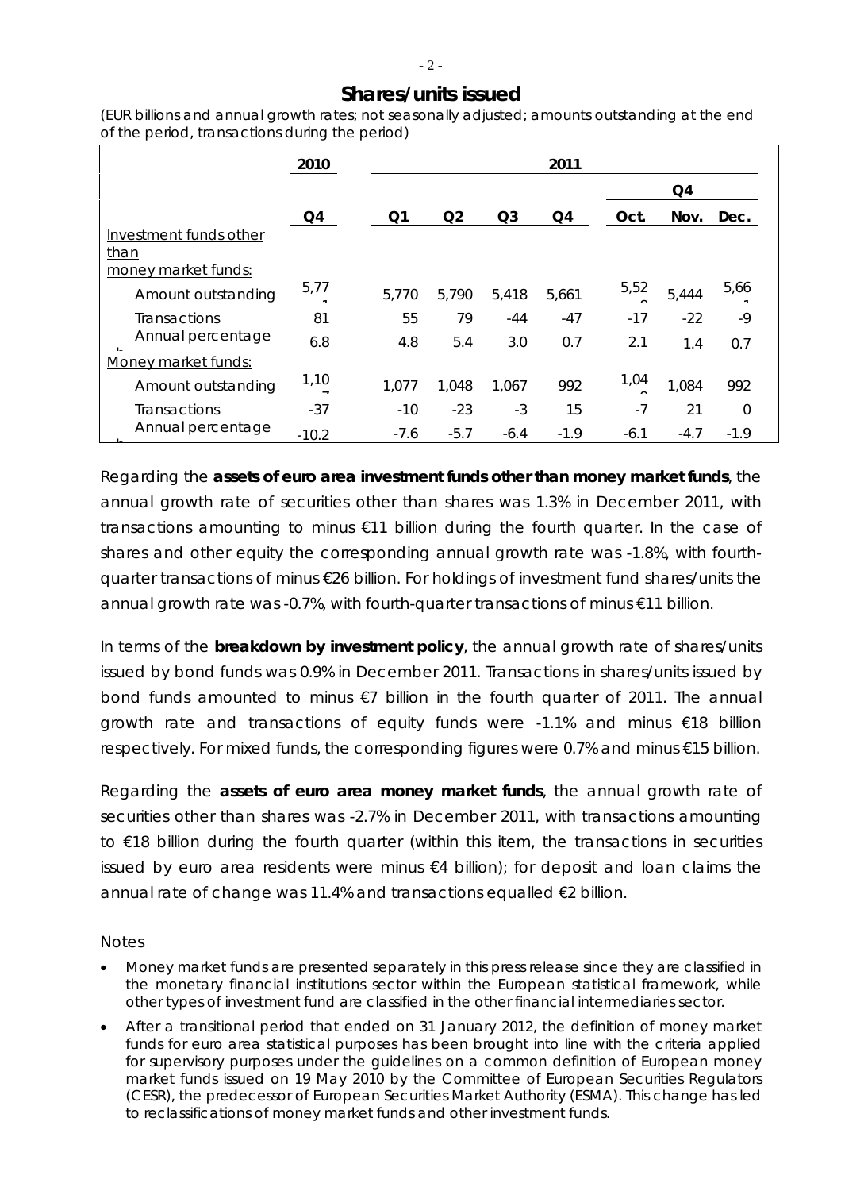## Shares/units issued

*(EUR billions and annual growth rates; not seasonally adjusted; amounts outstanding at the end of the period, transactions during the period)*

| | 2010 | 2011 | | | | | | |
|---|---|---|---|---|---|---|---|---|
| | | | | | | Q4 | | |
| | Q4 | Q1 | Q2 | Q3 | Q4 | Oct. | Nov. | Dec. |
| Investment funds other than money market funds: | | | | | | | | |
| Amount outstanding | 5,77 | 5,770 | 5,790 | 5,418 | 5,661 | 5,52 | 5,444 | 5,66 |
| Transactions | 81 | 55 | 79 | -44 | -47 | -17 | -22 | -9 |
| Annual percentage | 6.8 | 4.8 | 5.4 | 3.0 | 0.7 | 2.1 | 1.4 | 0.7 |
| Money market funds: | | | | | | | | |
| Amount outstanding | 1,10 | 1,077 | 1,048 | 1,067 | 992 | 1,04 | 1,084 | 992 |
| Transactions | -37 | -10 | -23 | -3 | 15 | -7 | 21 | 0 |
| Annual percentage | -10.2 | -7.6 | -5.7 | -6.4 | -1.9 | -6.1 | -4.7 | -1.9 |

Regarding the **assets of euro area investment funds other than money market funds**, the annual growth rate of securities other than shares was 1.3% in December 2011, with transactions amounting to minus €11 billion during the fourth quarter. In the case of shares and other equity the corresponding annual growth rate was -1.8%, with fourth-quarter transactions of minus €26 billion. For holdings of investment fund shares/units the annual growth rate was -0.7%, with fourth-quarter transactions of minus €11 billion.

In terms of the **breakdown by investment policy**, the annual growth rate of shares/units issued by bond funds was 0.9% in December 2011. Transactions in shares/units issued by bond funds amounted to minus €7 billion in the fourth quarter of 2011. The annual growth rate and transactions of equity funds were -1.1% and minus €18 billion respectively. For mixed funds, the corresponding figures were 0.7% and minus €15 billion.

Regarding the **assets of euro area money market funds**, the annual growth rate of securities other than shares was -2.7% in December 2011, with transactions amounting to €18 billion during the fourth quarter (within this item, the transactions in securities issued by euro area residents were minus €4 billion); for deposit and loan claims the annual rate of change was 11.4% and transactions equalled €2 billion.

### Notes

- *Money market funds are presented separately in this press release since they are classified in the monetary financial institutions sector within the European statistical framework, while other types of investment fund are classified in the other financial intermediaries sector.*
- *After a transitional period that ended on 31 January 2012, the definition of money market funds for euro area statistical purposes has been brought into line with the criteria applied for supervisory purposes under the guidelines on a common definition of European money market funds issued on 19 May 2010 by the Committee of European Securities Regulators (CESR), the predecessor of European Securities Market Authority (ESMA). This change has led to reclassifications of money market funds and other investment funds.*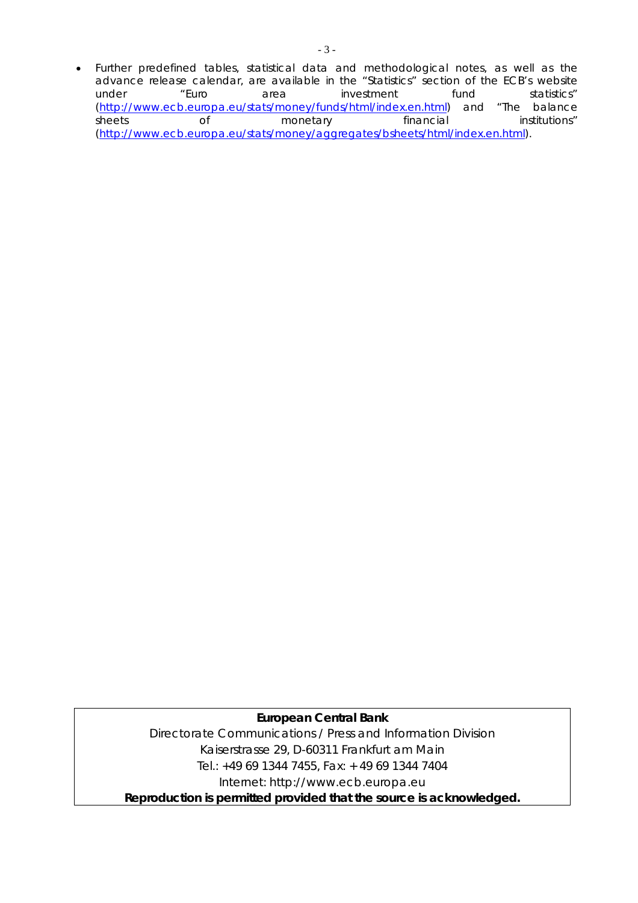- Further predefined tables, statistical data and methodological notes, as well as the advance release calendar, are available in the "Statistics" section of the ECB's website under "Euro area investment fund statistics" (http://www.ecb.europa.eu/stats/money/funds/html/index.en.html) and "The balance sheets of monetary financial institutions" (http://www.ecb.europa.eu/stats/money/aggregates/bsheets/html/index.en.html).

**European Central Bank**

Directorate Communications / Press and Information Division

Kaiserstrasse 29, D-60311 Frankfurt am Main

Tel.: +49 69 1344 7455, Fax: + 49 69 1344 7404

Internet: http://www.ecb.europa.eu

**Reproduction is permitted provided that the source is acknowledged.**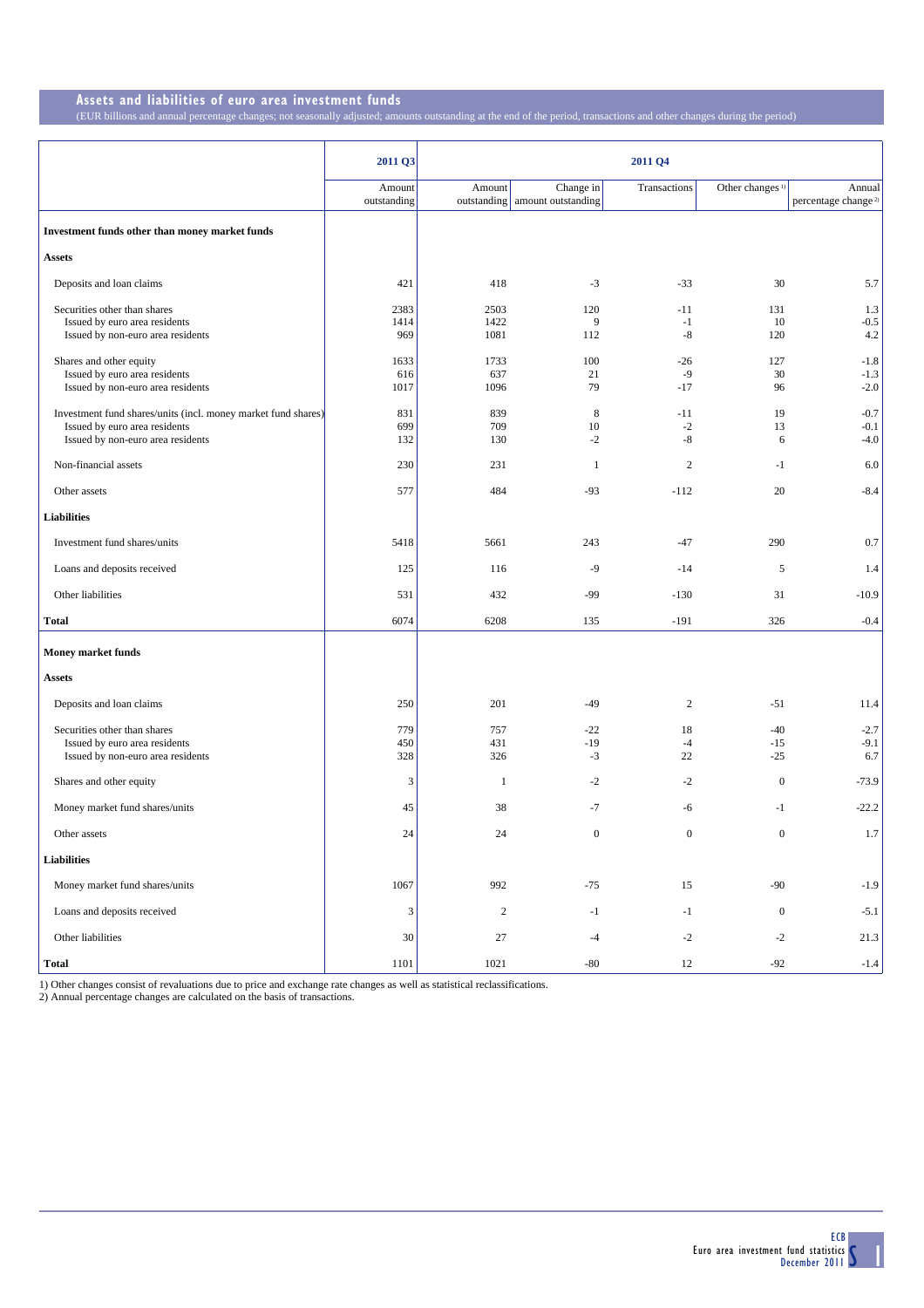## Assets and liabilities of euro area investment funds

(EUR billions and annual percentage changes; not seasonally adjusted; amounts outstanding at the end of the period, transactions and other changes during the period)

| | 2011 Q3 | 2011 Q4 | | | | |
|---|---|---|---|---|---|---|
| | Amount outstanding | Amount outstanding | Change in amount outstanding | Transactions | Other changes [1] | Annual percentage change [2] |
| **Investment funds other than money market funds** | | | | | | |
| **Assets** | | | | | | |
| Deposits and loan claims | 421 | 418 | -3 | -33 | 30 | 5.7 |
| Securities other than shares | 2383 | 2503 | 120 | -11 | 131 | 1.3 |
| Issued by euro area residents | 1414 | 1422 | 9 | -1 | 10 | -0.5 |
| Issued by non-euro area residents | 969 | 1081 | 112 | -8 | 120 | 4.2 |
| Shares and other equity | 1633 | 1733 | 100 | -26 | 127 | -1.8 |
| Issued by euro area residents | 616 | 637 | 21 | -9 | 30 | -1.3 |
| Issued by non-euro area residents | 1017 | 1096 | 79 | -17 | 96 | -2.0 |
| Investment fund shares/units (incl. money market fund shares) | 831 | 839 | 8 | -11 | 19 | -0.7 |
| Issued by euro area residents | 699 | 709 | 10 | -2 | 13 | -0.1 |
| Issued by non-euro area residents | 132 | 130 | -2 | -8 | 6 | -4.0 |
| Non-financial assets | 230 | 231 | 1 | 2 | -1 | 6.0 |
| Other assets | 577 | 484 | -93 | -112 | 20 | -8.4 |
| **Liabilities** | | | | | | |
| Investment fund shares/units | 5418 | 5661 | 243 | -47 | 290 | 0.7 |
| Loans and deposits received | 125 | 116 | -9 | -14 | 5 | 1.4 |
| Other liabilities | 531 | 432 | -99 | -130 | 31 | -10.9 |
| **Total** | 6074 | 6208 | 135 | -191 | 326 | -0.4 |
| **Money market funds** | | | | | | |
| **Assets** | | | | | | |
| Deposits and loan claims | 250 | 201 | -49 | 2 | -51 | 11.4 |
| Securities other than shares | 779 | 757 | -22 | 18 | -40 | -2.7 |
| Issued by euro area residents | 450 | 431 | -19 | -4 | -15 | -9.1 |
| Issued by non-euro area residents | 328 | 326 | -3 | 22 | -25 | 6.7 |
| Shares and other equity | 3 | 1 | -2 | -2 | 0 | -73.9 |
| Money market fund shares/units | 45 | 38 | -7 | -6 | -1 | -22.2 |
| Other assets | 24 | 24 | 0 | 0 | 0 | 1.7 |
| **Liabilities** | | | | | | |
| Money market fund shares/units | 1067 | 992 | -75 | 15 | -90 | -1.9 |
| Loans and deposits received | 3 | 2 | -1 | -1 | 0 | -5.1 |
| Other liabilities | 30 | 27 | -4 | -2 | -2 | 21.3 |
| **Total** | 1101 | 1021 | -80 | 12 | -92 | -1.4 |

1) Other changes consist of revaluations due to price and exchange rate changes as well as statistical reclassifications.
2) Annual percentage changes are calculated on the basis of transactions.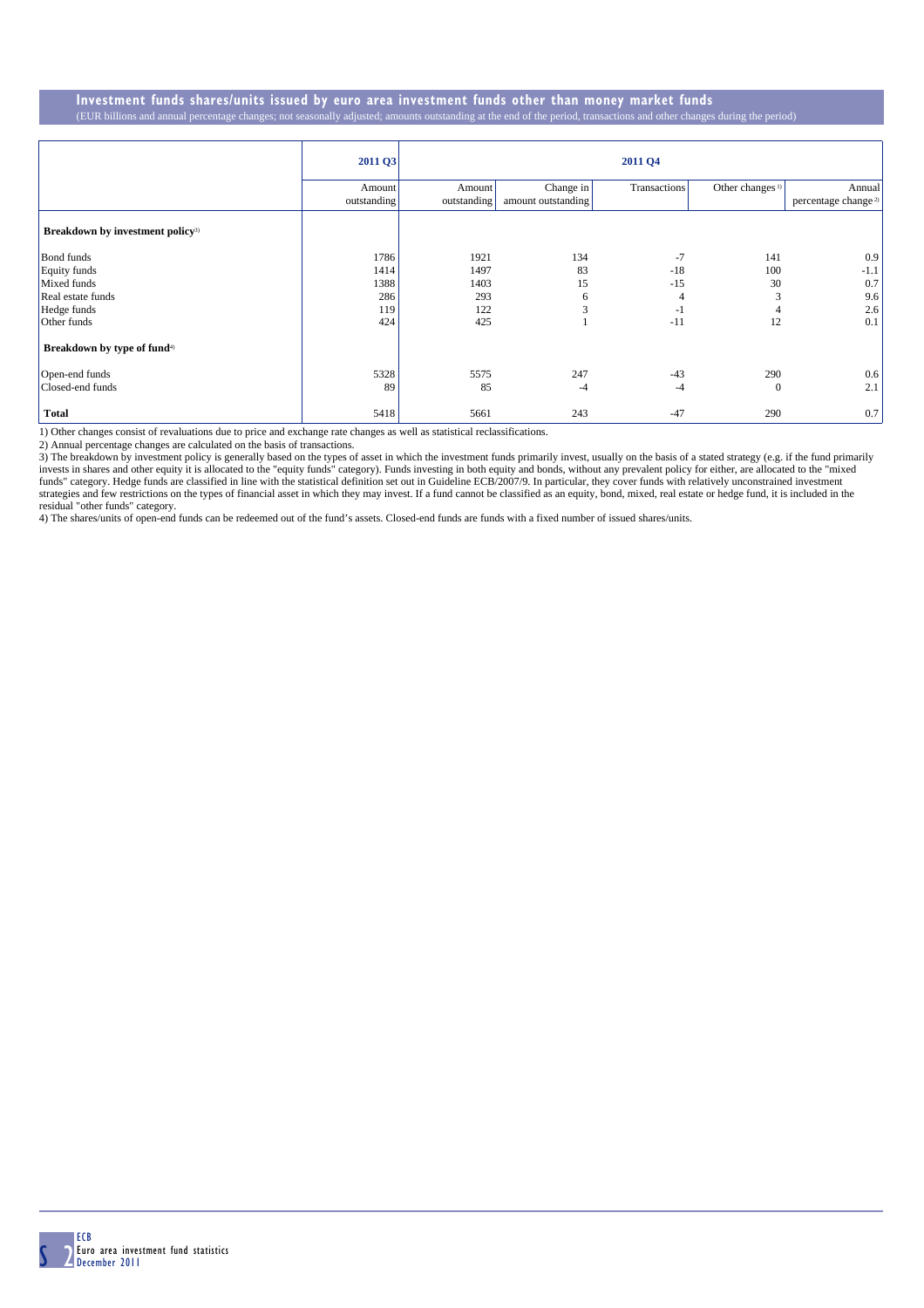## Investment funds shares/units issued by euro area investment funds other than money market funds

(EUR billions and annual percentage changes; not seasonally adjusted; amounts outstanding at the end of the period, transactions and other changes during the period)

| | 2011 Q3 | 2011 Q4 | | | | |
|---|---|---|---|---|---|---|
| | Amount outstanding | Amount outstanding | Change in amount outstanding | Transactions | Other changes [1] | Annual percentage change [2] |
| **Breakdown by investment policy** [3] | | | | | | |
| Bond funds | 1786 | 1921 | 134 | -7 | 141 | 0.9 |
| Equity funds | 1414 | 1497 | 83 | -18 | 100 | -1.1 |
| Mixed funds | 1388 | 1403 | 15 | -15 | 30 | 0.7 |
| Real estate funds | 286 | 293 | 6 | 4 | 3 | 9.6 |
| Hedge funds | 119 | 122 | 3 | -1 | 4 | 2.6 |
| Other funds | 424 | 425 | 1 | -11 | 12 | 0.1 |
| **Breakdown by type of fund** [4] | | | | | | |
| Open-end funds | 5328 | 5575 | 247 | -43 | 290 | 0.6 |
| Closed-end funds | 89 | 85 | -4 | -4 | 0 | 2.1 |
| **Total** | 5418 | 5661 | 243 | -47 | 290 | 0.7 |

1) Other changes consist of revaluations due to price and exchange rate changes as well as statistical reclassifications.

2) Annual percentage changes are calculated on the basis of transactions.

3) The breakdown by investment policy is generally based on the types of asset in which the investment funds primarily invest, usually on the basis of a stated strategy (e.g. if the fund primarily invests in shares and other equity it is allocated to the "equity funds" category). Funds investing in both equity and bonds, without any prevalent policy for either, are allocated to the "mixed funds" category. Hedge funds are classified in line with the statistical definition set out in Guideline ECB/2007/9. In particular, they cover funds with relatively unconstrained investment strategies and few restrictions on the types of financial asset in which they may invest. If a fund cannot be classified as an equity, bond, mixed, real estate or hedge fund, it is included in the residual "other funds" category.

4) The shares/units of open-end funds can be redeemed out of the fund's assets. Closed-end funds are funds with a fixed number of issued shares/units.